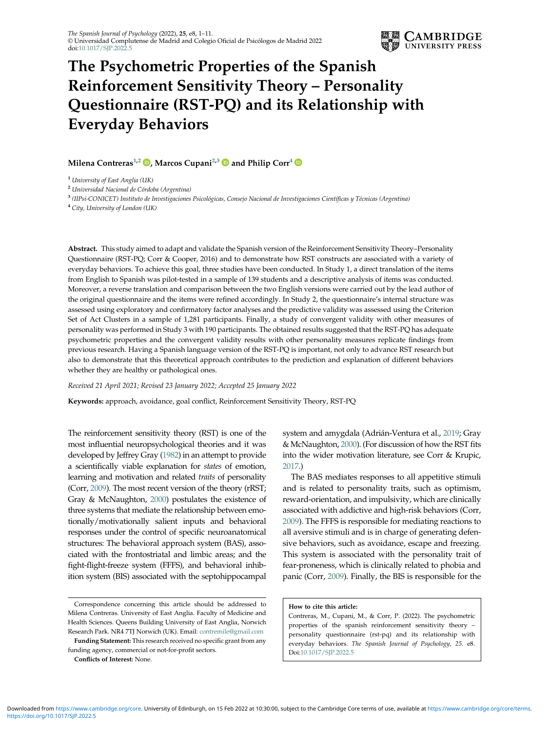# The Psychometric Properties of the Spanish Reinforcement Sensitivity Theory – Personality Questionnaire (RST-PQ) and its Relationship with Everyday Behaviors

**Milena Contreras[1,2], Marcos Cupani[2,3] and Philip Corr[4]**

[1] *University of East Anglia (UK)*

[2] *Universidad Nacional de Córdoba (Argentina)*

[3] *(IIPsi-CONICET) Instituto de Investigaciones Psicológicas, Consejo Nacional de Investigaciones Científicas y Técnicas (Argentina)*

[4] *City, University of London (UK)*

**Abstract.** This study aimed to adapt and validate the Spanish version of the Reinforcement Sensitivity Theory–Personality Questionnaire (RST-PQ; Corr & Cooper, 2016) and to demonstrate how RST constructs are associated with a variety of everyday behaviors. To achieve this goal, three studies have been conducted. In Study 1, a direct translation of the items from English to Spanish was pilot-tested in a sample of 139 students and a descriptive analysis of items was conducted. Moreover, a reverse translation and comparison between the two English versions were carried out by the lead author of the original questionnaire and the items were refined accordingly. In Study 2, the questionnaire's internal structure was assessed using exploratory and confirmatory factor analyses and the predictive validity was assessed using the Criterion Set of Act Clusters in a sample of 1,281 participants. Finally, a study of convergent validity with other measures of personality was performed in Study 3 with 190 participants. The obtained results suggested that the RST-PQ has adequate psychometric properties and the convergent validity results with other personality measures replicate findings from previous research. Having a Spanish language version of the RST-PQ is important, not only to advance RST research but also to demonstrate that this theoretical approach contributes to the prediction and explanation of different behaviors whether they are healthy or pathological ones.

*Received 21 April 2021; Revised 23 January 2022; Accepted 25 January 2022*

**Keywords:** approach, avoidance, goal conflict, Reinforcement Sensitivity Theory, RST-PQ

The reinforcement sensitivity theory (RST) is one of the most influential neuropsychological theories and it was developed by Jeffrey Gray (1982) in an attempt to provide a scientifically viable explanation for *states* of emotion, learning and motivation and related *traits* of personality (Corr, 2009). The most recent version of the theory (rRST; Gray & McNaughton, 2000) postulates the existence of three systems that mediate the relationship between emotionally/motivationally salient inputs and behavioral responses under the control of specific neuroanatomical structures: The behavioral approach system (BAS), associated with the frontostriatal and limbic areas; and the fight-flight-freeze system (FFFS), and behavioral inhibition system (BIS) associated with the septohippocampal system and amygdala (Adrián-Ventura et al., 2019; Gray & McNaughton, 2000). (For discussion of how the RST fits into the wider motivation literature, see Corr & Krupic, 2017.)

The BAS mediates responses to all appetitive stimuli and is related to personality traits, such as optimism, reward-orientation, and impulsivity, which are clinically associated with addictive and high-risk behaviors (Corr, 2009). The FFFS is responsible for mediating reactions to all aversive stimuli and is in charge of generating defensive behaviors, such as avoidance, escape and freezing. This system is associated with the personality trait of fear-proneness, which is clinically related to phobia and panic (Corr, 2009). Finally, the BIS is responsible for the

Correspondence concerning this article should be addressed to Milena Contreras. University of East Anglia. Faculty of Medicine and Health Sciences. Queens Building University of East Anglia, Norwich Research Park. NR4 7TJ Norwich (UK). Email: contremile@gmail.com

**Funding Statement:** This research received no specific grant from any funding agency, commercial or not-for-profit sectors.

**Conflicts of Interest:** None.

**How to cite this article:**

Contreras, M., Cupani, M., & Corr, P. (2022). The psychometric properties of the spanish reinforcement sensitivity theory – personality questionnaire (rst-pq) and its relationship with everyday behaviors. *The Spanish Journal of Psychology, 25.* e8. Doi:10.1017/SJP.2022.5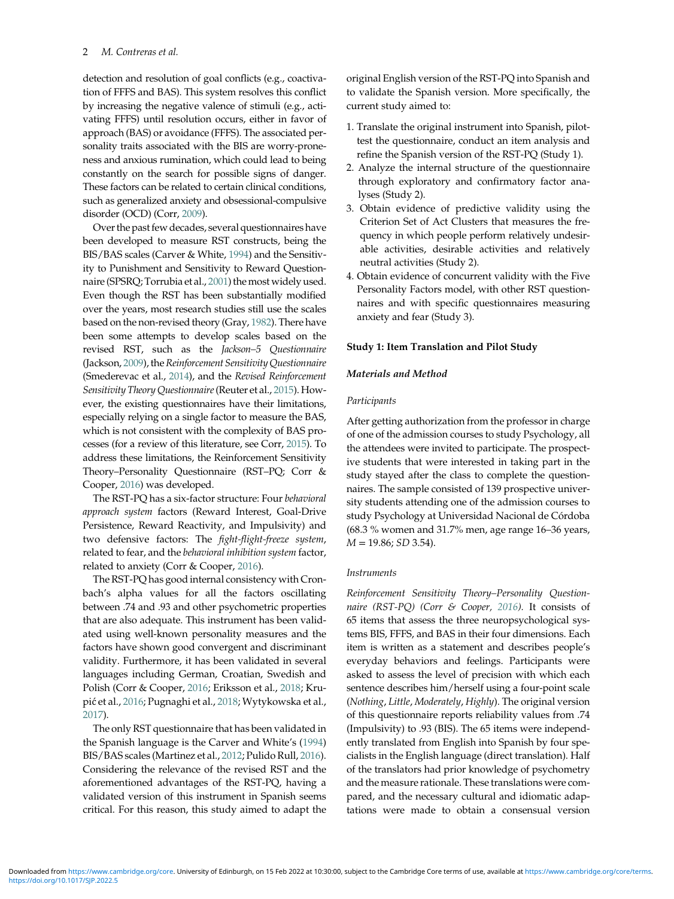detection and resolution of goal conflicts (e.g., coactivation of FFFS and BAS). This system resolves this conflict by increasing the negative valence of stimuli (e.g., activating FFFS) until resolution occurs, either in favor of approach (BAS) or avoidance (FFFS). The associated personality traits associated with the BIS are worry-proneness and anxious rumination, which could lead to being constantly on the search for possible signs of danger. These factors can be related to certain clinical conditions, such as generalized anxiety and obsessional-compulsive disorder (OCD) (Corr, 2009).

Over the past few decades, several questionnaires have been developed to measure RST constructs, being the BIS/BAS scales (Carver & White, 1994) and the Sensitivity to Punishment and Sensitivity to Reward Questionnaire (SPSRQ; Torrubia et al., 2001) the most widely used. Even though the RST has been substantially modified over the years, most research studies still use the scales based on the non-revised theory (Gray, 1982). There have been some attempts to develop scales based on the revised RST, such as the *Jackson–5 Questionnaire* (Jackson, 2009), the *Reinforcement Sensitivity Questionnaire* (Smederevac et al., 2014), and the *Revised Reinforcement Sensitivity Theory Questionnaire* (Reuter et al., 2015). However, the existing questionnaires have their limitations, especially relying on a single factor to measure the BAS, which is not consistent with the complexity of BAS processes (for a review of this literature, see Corr, 2015). To address these limitations, the Reinforcement Sensitivity Theory–Personality Questionnaire (RST–PQ; Corr & Cooper, 2016) was developed.

The RST-PQ has a six-factor structure: Four *behavioral approach system* factors (Reward Interest, Goal-Drive Persistence, Reward Reactivity, and Impulsivity) and two defensive factors: The *fight-flight-freeze system*, related to fear, and the *behavioral inhibition system* factor, related to anxiety (Corr & Cooper, 2016).

The RST-PQ has good internal consistency with Cronbach's alpha values for all the factors oscillating between .74 and .93 and other psychometric properties that are also adequate. This instrument has been validated using well-known personality measures and the factors have shown good convergent and discriminant validity. Furthermore, it has been validated in several languages including German, Croatian, Swedish and Polish (Corr & Cooper, 2016; Eriksson et al., 2018; Krupić et al., 2016; Pugnaghi et al., 2018; Wytykowska et al., 2017).

The only RST questionnaire that has been validated in the Spanish language is the Carver and White's (1994) BIS/BAS scales (Martinez et al., 2012; Pulido Rull, 2016). Considering the relevance of the revised RST and the aforementioned advantages of the RST-PQ, having a validated version of this instrument in Spanish seems critical. For this reason, this study aimed to adapt the original English version of the RST-PQ into Spanish and to validate the Spanish version. More specifically, the current study aimed to:

1. Translate the original instrument into Spanish, pilot-test the questionnaire, conduct an item analysis and refine the Spanish version of the RST-PQ (Study 1).
2. Analyze the internal structure of the questionnaire through exploratory and confirmatory factor analyses (Study 2).
3. Obtain evidence of predictive validity using the Criterion Set of Act Clusters that measures the frequency in which people perform relatively undesirable activities, desirable activities and relatively neutral activities (Study 2).
4. Obtain evidence of concurrent validity with the Five Personality Factors model, with other RST questionnaires and with specific questionnaires measuring anxiety and fear (Study 3).

## Study 1: Item Translation and Pilot Study

### Materials and Method

#### Participants

After getting authorization from the professor in charge of one of the admission courses to study Psychology, all the attendees were invited to participate. The prospective students that were interested in taking part in the study stayed after the class to complete the questionnaires. The sample consisted of 139 prospective university students attending one of the admission courses to study Psychology at Universidad Nacional de Córdoba (68.3 % women and 31.7% men, age range 16–36 years, $M$ = 19.86; $SD$ 3.54).

#### Instruments

*Reinforcement Sensitivity Theory–Personality Questionnaire (RST-PQ) (Corr & Cooper, 2016).* It consists of 65 items that assess the three neuropsychological systems BIS, FFFS, and BAS in their four dimensions. Each item is written as a statement and describes people's everyday behaviors and feelings. Participants were asked to assess the level of precision with which each sentence describes him/herself using a four-point scale (*Nothing*, *Little*, *Moderately*, *Highly*). The original version of this questionnaire reports reliability values from .74 (Impulsivity) to .93 (BIS). The 65 items were independently translated from English into Spanish by four specialists in the English language (direct translation). Half of the translators had prior knowledge of psychometry and the measure rationale. These translations were compared, and the necessary cultural and idiomatic adaptations were made to obtain a consensual version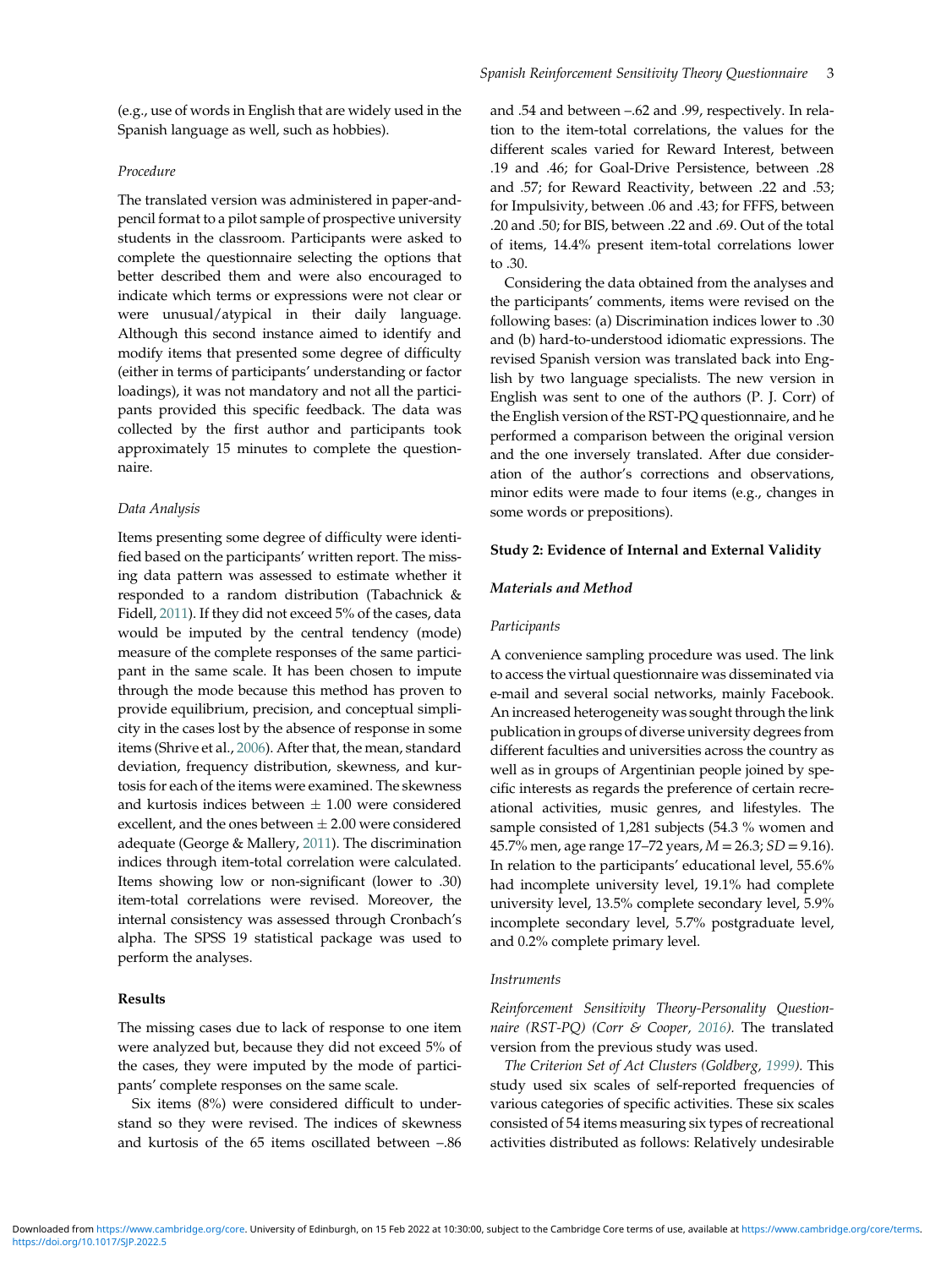(e.g., use of words in English that are widely used in the Spanish language as well, such as hobbies).

#### Procedure

The translated version was administered in paper-and-pencil format to a pilot sample of prospective university students in the classroom. Participants were asked to complete the questionnaire selecting the options that better described them and were also encouraged to indicate which terms or expressions were not clear or were unusual/atypical in their daily language. Although this second instance aimed to identify and modify items that presented some degree of difficulty (either in terms of participants' understanding or factor loadings), it was not mandatory and not all the participants provided this specific feedback. The data was collected by the first author and participants took approximately 15 minutes to complete the questionnaire.

#### Data Analysis

Items presenting some degree of difficulty were identified based on the participants' written report. The missing data pattern was assessed to estimate whether it responded to a random distribution (Tabachnick & Fidell, 2011). If they did not exceed 5% of the cases, data would be imputed by the central tendency (mode) measure of the complete responses of the same participant in the same scale. It has been chosen to impute through the mode because this method has proven to provide equilibrium, precision, and conceptual simplicity in the cases lost by the absence of response in some items (Shrive et al., 2006). After that, the mean, standard deviation, frequency distribution, skewness, and kurtosis for each of the items were examined. The skewness and kurtosis indices between $\pm$ 1.00 were considered excellent, and the ones between $\pm$ 2.00 were considered adequate (George & Mallery, 2011). The discrimination indices through item-total correlation were calculated. Items showing low or non-significant (lower to .30) item-total correlations were revised. Moreover, the internal consistency was assessed through Cronbach's alpha. The SPSS 19 statistical package was used to perform the analyses.

### Results

The missing cases due to lack of response to one item were analyzed but, because they did not exceed 5% of the cases, they were imputed by the mode of participants' complete responses on the same scale.

Six items (8%) were considered difficult to understand so they were revised. The indices of skewness and kurtosis of the 65 items oscillated between –.86 and .54 and between –.62 and .99, respectively. In relation to the item-total correlations, the values for the different scales varied for Reward Interest, between .19 and .46; for Goal-Drive Persistence, between .28 and .57; for Reward Reactivity, between .22 and .53; for Impulsivity, between .06 and .43; for FFFS, between .20 and .50; for BIS, between .22 and .69. Out of the total of items, 14.4% present item-total correlations lower to .30.

Considering the data obtained from the analyses and the participants' comments, items were revised on the following bases: (a) Discrimination indices lower to .30 and (b) hard-to-understood idiomatic expressions. The revised Spanish version was translated back into English by two language specialists. The new version in English was sent to one of the authors (P. J. Corr) of the English version of the RST-PQ questionnaire, and he performed a comparison between the original version and the one inversely translated. After due consideration of the author's corrections and observations, minor edits were made to four items (e.g., changes in some words or prepositions).

### Study 2: Evidence of Internal and External Validity

#### *Materials and Method*

#### Participants

A convenience sampling procedure was used. The link to access the virtual questionnaire was disseminated via e-mail and several social networks, mainly Facebook. An increased heterogeneity was sought through the link publication in groups of diverse university degrees from different faculties and universities across the country as well as in groups of Argentinian people joined by specific interests as regards the preference of certain recreational activities, music genres, and lifestyles. The sample consisted of 1,281 subjects (54.3 % women and 45.7% men, age range 17–72 years, $M = 26.3$; $SD = 9.16$). In relation to the participants' educational level, 55.6% had incomplete university level, 19.1% had complete university level, 13.5% complete secondary level, 5.9% incomplete secondary level, 5.7% postgraduate level, and 0.2% complete primary level.

#### Instruments

*Reinforcement Sensitivity Theory-Personality Questionnaire (RST-PQ) (Corr & Cooper, 2016).* The translated version from the previous study was used.

*The Criterion Set of Act Clusters (Goldberg, 1999).* This study used six scales of self-reported frequencies of various categories of specific activities. These six scales consisted of 54 items measuring six types of recreational activities distributed as follows: Relatively undesirable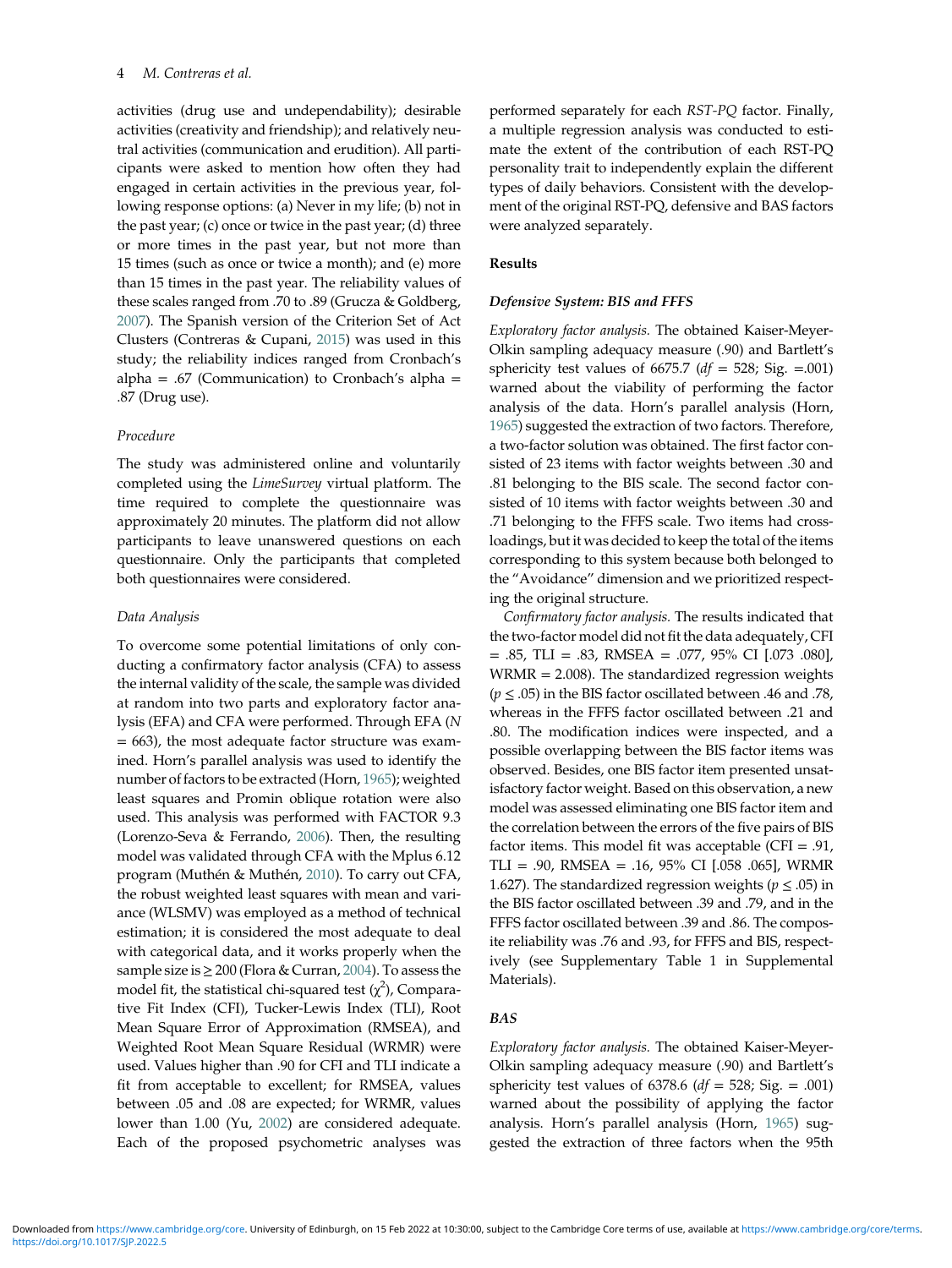activities (drug use and undependability); desirable activities (creativity and friendship); and relatively neutral activities (communication and erudition). All participants were asked to mention how often they had engaged in certain activities in the previous year, following response options: (a) Never in my life; (b) not in the past year; (c) once or twice in the past year; (d) three or more times in the past year, but not more than 15 times (such as once or twice a month); and (e) more than 15 times in the past year. The reliability values of these scales ranged from .70 to .89 (Grucza & Goldberg, 2007). The Spanish version of the Criterion Set of Act Clusters (Contreras & Cupani, 2015) was used in this study; the reliability indices ranged from Cronbach's alpha = .67 (Communication) to Cronbach's alpha = .87 (Drug use).

### *Procedure*

The study was administered online and voluntarily completed using the *LimeSurvey* virtual platform. The time required to complete the questionnaire was approximately 20 minutes. The platform did not allow participants to leave unanswered questions on each questionnaire. Only the participants that completed both questionnaires were considered.

### *Data Analysis*

To overcome some potential limitations of only conducting a confirmatory factor analysis (CFA) to assess the internal validity of the scale, the sample was divided at random into two parts and exploratory factor analysis (EFA) and CFA were performed. Through EFA (*N* = 663), the most adequate factor structure was examined. Horn's parallel analysis was used to identify the number of factors to be extracted (Horn, 1965); weighted least squares and Promin oblique rotation were also used. This analysis was performed with FACTOR 9.3 (Lorenzo-Seva & Ferrando, 2006). Then, the resulting model was validated through CFA with the Mplus 6.12 program (Muthén & Muthén, 2010). To carry out CFA, the robust weighted least squares with mean and variance (WLSMV) was employed as a method of technical estimation; it is considered the most adequate to deal with categorical data, and it works properly when the sample size is ≥ 200 (Flora & Curran, 2004). To assess the model fit, the statistical chi-squared test ($\chi^2$), Comparative Fit Index (CFI), Tucker-Lewis Index (TLI), Root Mean Square Error of Approximation (RMSEA), and Weighted Root Mean Square Residual (WRMR) were used. Values higher than .90 for CFI and TLI indicate a fit from acceptable to excellent; for RMSEA, values between .05 and .08 are expected; for WRMR, values lower than 1.00 (Yu, 2002) are considered adequate. Each of the proposed psychometric analyses was performed separately for each *RST-PQ* factor. Finally, a multiple regression analysis was conducted to estimate the extent of the contribution of each RST-PQ personality trait to independently explain the different types of daily behaviors. Consistent with the development of the original RST-PQ, defensive and BAS factors were analyzed separately.

## Results

### *Defensive System: BIS and FFFS*

*Exploratory factor analysis.* The obtained Kaiser-Meyer-Olkin sampling adequacy measure (.90) and Bartlett's sphericity test values of 6675.7 (*df* = 528; Sig. =.001) warned about the viability of performing the factor analysis of the data. Horn's parallel analysis (Horn, 1965) suggested the extraction of two factors. Therefore, a two-factor solution was obtained. The first factor consisted of 23 items with factor weights between .30 and .81 belonging to the BIS scale. The second factor consisted of 10 items with factor weights between .30 and .71 belonging to the FFFS scale. Two items had cross-loadings, but it was decided to keep the total of the items corresponding to this system because both belonged to the "Avoidance" dimension and we prioritized respecting the original structure.

*Confirmatory factor analysis.* The results indicated that the two-factor model did not fit the data adequately, CFI = .85, TLI = .83, RMSEA = .077, 95% CI [.073 .080], WRMR = 2.008). The standardized regression weights ($p \leq .05$) in the BIS factor oscillated between .46 and .78, whereas in the FFFS factor oscillated between .21 and .80. The modification indices were inspected, and a possible overlapping between the BIS factor items was observed. Besides, one BIS factor item presented unsatisfactory factor weight. Based on this observation, a new model was assessed eliminating one BIS factor item and the correlation between the errors of the five pairs of BIS factor items. This model fit was acceptable (CFI = .91, TLI = .90, RMSEA = .16, 95% CI [.058 .065], WRMR 1.627). The standardized regression weights ($p \leq .05$) in the BIS factor oscillated between .39 and .79, and in the FFFS factor oscillated between .39 and .86. The composite reliability was .76 and .93, for FFFS and BIS, respectively (see Supplementary Table 1 in Supplemental Materials).

### *BAS*

*Exploratory factor analysis.* The obtained Kaiser-Meyer-Olkin sampling adequacy measure (.90) and Bartlett's sphericity test values of 6378.6 (*df* = 528; Sig. = .001) warned about the possibility of applying the factor analysis. Horn's parallel analysis (Horn, 1965) suggested the extraction of three factors when the 95th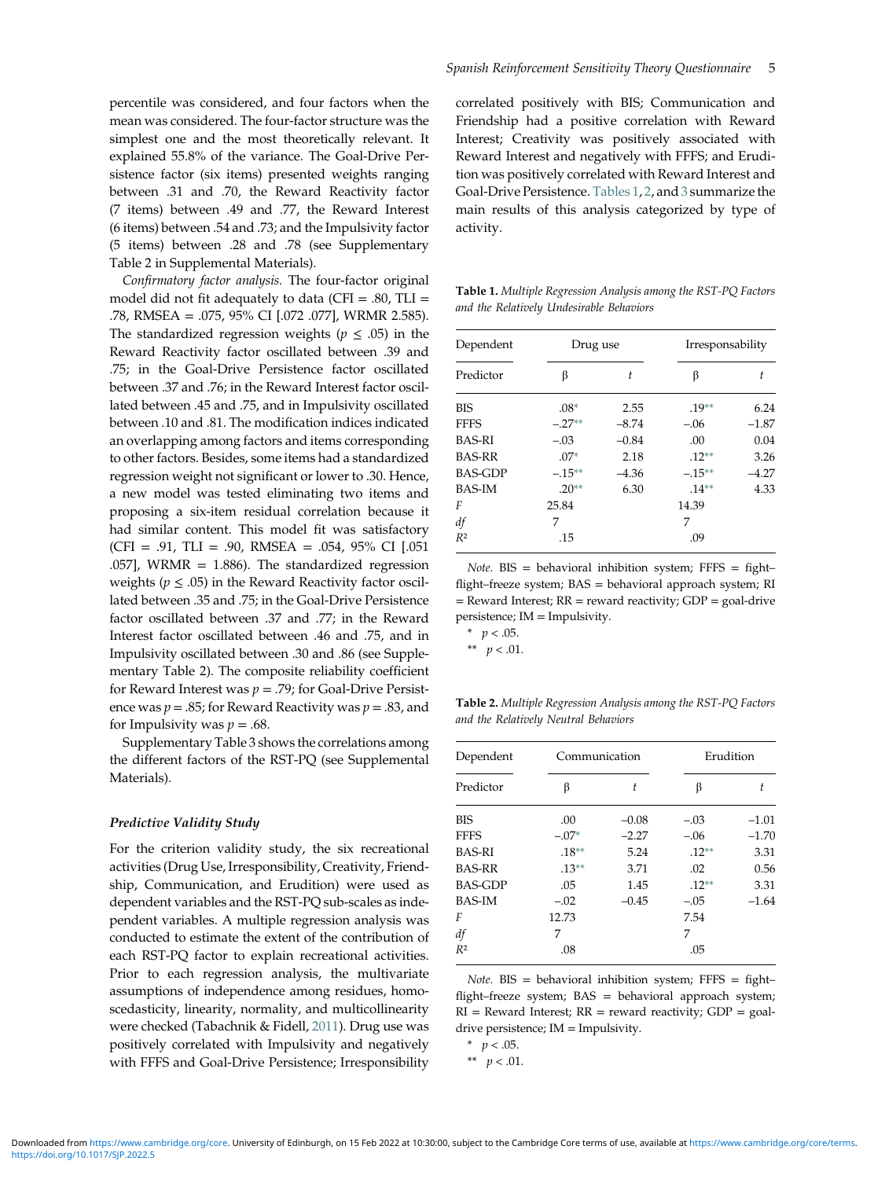percentile was considered, and four factors when the mean was considered. The four-factor structure was the simplest one and the most theoretically relevant. It explained 55.8% of the variance. The Goal-Drive Persistence factor (six items) presented weights ranging between .31 and .70, the Reward Reactivity factor (7 items) between .49 and .77, the Reward Interest (6 items) between .54 and .73; and the Impulsivity factor (5 items) between .28 and .78 (see Supplementary Table 2 in Supplemental Materials).

*Confirmatory factor analysis.* The four-factor original model did not fit adequately to data (CFI = .80, TLI = .78, RMSEA = .075, 95% CI [.072 .077], WRMR 2.585). The standardized regression weights ($p \leq .05$) in the Reward Reactivity factor oscillated between .39 and .75; in the Goal-Drive Persistence factor oscillated between .37 and .76; in the Reward Interest factor oscillated between .45 and .75, and in Impulsivity oscillated between .10 and .81. The modification indices indicated an overlapping among factors and items corresponding to other factors. Besides, some items had a standardized regression weight not significant or lower to .30. Hence, a new model was tested eliminating two items and proposing a six-item residual correlation because it had similar content. This model fit was satisfactory (CFI = .91, TLI = .90, RMSEA = .054, 95% CI [.051 .057], WRMR = 1.886). The standardized regression weights ($p \leq .05$) in the Reward Reactivity factor oscillated between .35 and .75; in the Goal-Drive Persistence factor oscillated between .37 and .77; in the Reward Interest factor oscillated between .46 and .75, and in Impulsivity oscillated between .30 and .86 (see Supplementary Table 2). The composite reliability coefficient for Reward Interest was $p = .79$; for Goal-Drive Persistence was $p = .85$; for Reward Reactivity was $p = .83$, and for Impulsivity was $p = .68$.

Supplementary Table 3 shows the correlations among the different factors of the RST-PQ (see Supplemental Materials).

### Predictive Validity Study

For the criterion validity study, the six recreational activities (Drug Use, Irresponsibility, Creativity, Friendship, Communication, and Erudition) were used as dependent variables and the RST-PQ sub-scales as independent variables. A multiple regression analysis was conducted to estimate the extent of the contribution of each RST-PQ factor to explain recreational activities. Prior to each regression analysis, the multivariate assumptions of independence among residues, homoscedasticity, linearity, normality, and multicollinearity were checked (Tabachnik & Fidell, 2011). Drug use was positively correlated with Impulsivity and negatively with FFFS and Goal-Drive Persistence; Irresponsibility correlated positively with BIS; Communication and Friendship had a positive correlation with Reward Interest; Creativity was positively associated with Reward Interest and negatively with FFFS; and Erudition was positively correlated with Reward Interest and Goal-Drive Persistence. Tables 1, 2, and 3 summarize the main results of this analysis categorized by type of activity.

**Table 1.** *Multiple Regression Analysis among the RST-PQ Factors and the Relatively Undesirable Behaviors*

| Dependent | Drug use | | Irresponsability | |
|---|---|---|---|---|
| Predictor | β | *t* | β | *t* |
| BIS | .08* | 2.55 | .19** | 6.24 |
| FFFS | −.27** | −8.74 | −.06 | −1.87 |
| BAS-RI | −.03 | −0.84 | .00 | 0.04 |
| BAS-RR | .07* | 2.18 | .12** | 3.26 |
| BAS-GDP | −.15** | −4.36 | −.15** | −4.27 |
| BAS-IM | .20** | 6.30 | .14** | 4.33 |
| *F* | 25.84 | | 14.39 | |
| *df* | 7 | | 7 | |
| $R^2$ | .15 | | .09 | |

*Note.* BIS = behavioral inhibition system; FFFS = fight–flight–freeze system; BAS = behavioral approach system; RI = Reward Interest; RR = reward reactivity; GDP = goal-drive persistence; IM = Impulsivity.

* $p < .05$.

** $p < .01$.

**Table 2.** *Multiple Regression Analysis among the RST-PQ Factors and the Relatively Neutral Behaviors*

| Dependent | Communication | | Erudition | |
|---|---|---|---|---|
| Predictor | β | *t* | β | *t* |
| BIS | .00 | −0.08 | −.03 | −1.01 |
| FFFS | −.07* | −2.27 | −.06 | −1.70 |
| BAS-RI | .18** | 5.24 | .12** | 3.31 |
| BAS-RR | .13** | 3.71 | .02 | 0.56 |
| BAS-GDP | .05 | 1.45 | .12** | 3.31 |
| BAS-IM | −.02 | −0.45 | −.05 | −1.64 |
| *F* | 12.73 | | 7.54 | |
| *df* | 7 | | 7 | |
| $R^2$ | .08 | | .05 | |

*Note.* BIS = behavioral inhibition system; FFFS = fight–flight–freeze system; BAS = behavioral approach system; RI = Reward Interest; RR = reward reactivity; GDP = goal-drive persistence; IM = Impulsivity.

* $p < .05$.

** $p < .01$.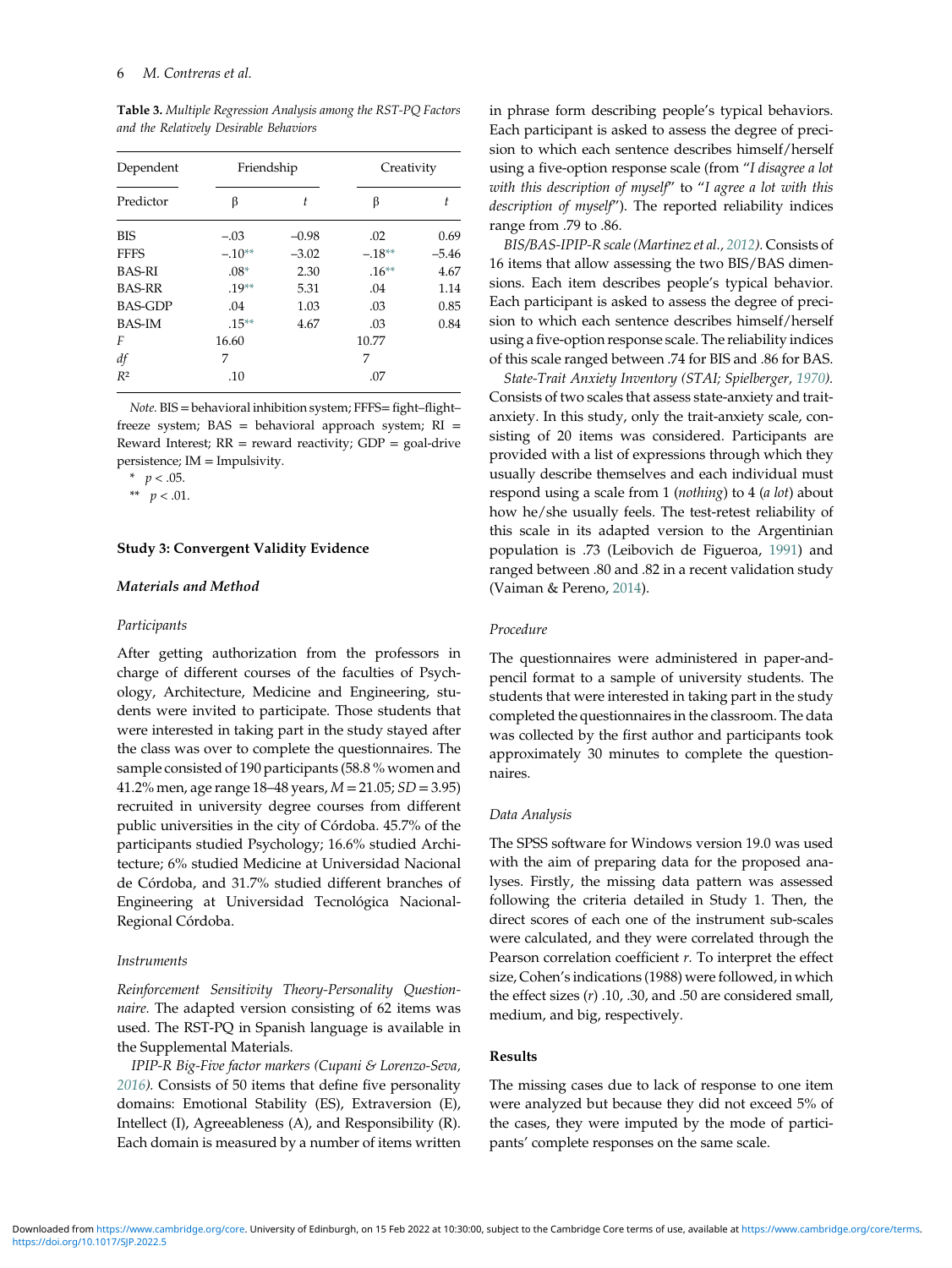**Table 3.** *Multiple Regression Analysis among the RST-PQ Factors and the Relatively Desirable Behaviors*

| Dependent | Friendship | | Creativity | |
|---|---|---|---|---|
| Predictor | β | *t* | β | *t* |
| BIS | –.03 | –0.98 | .02 | 0.69 |
| FFFS | –.10** | –3.02 | –.18** | –5.46 |
| BAS-RI | .08* | 2.30 | .16** | 4.67 |
| BAS-RR | .19** | 5.31 | .04 | 1.14 |
| BAS-GDP | .04 | 1.03 | .03 | 0.85 |
| BAS-IM | .15** | 4.67 | .03 | 0.84 |
| *F* | 16.60 | | 10.77 | |
| *df* | 7 | | 7 | |
| $R^2$ | .10 | | .07 | |

*Note.* BIS = behavioral inhibition system; FFFS= fight–flight–freeze system; BAS = behavioral approach system; RI = Reward Interest; RR = reward reactivity; GDP = goal-drive persistence; IM = Impulsivity.

\* $p < .05$.

\*\* $p < .01$.

### Study 3: Convergent Validity Evidence

#### *Materials and Method*

##### *Participants*

After getting authorization from the professors in charge of different courses of the faculties of Psychology, Architecture, Medicine and Engineering, students were invited to participate. Those students that were interested in taking part in the study stayed after the class was over to complete the questionnaires. The sample consisted of 190 participants (58.8 % women and 41.2% men, age range 18–48 years, $M = 21.05$; $SD = 3.95$) recruited in university degree courses from different public universities in the city of Córdoba. 45.7% of the participants studied Psychology; 16.6% studied Architecture; 6% studied Medicine at Universidad Nacional de Córdoba, and 31.7% studied different branches of Engineering at Universidad Tecnológica Nacional-Regional Córdoba.

##### *Instruments*

*Reinforcement Sensitivity Theory-Personality Questionnaire.* The adapted version consisting of 62 items was used. The RST-PQ in Spanish language is available in the Supplemental Materials.

*IPIP-R Big-Five factor markers (Cupani & Lorenzo-Seva, 2016).* Consists of 50 items that define five personality domains: Emotional Stability (ES), Extraversion (E), Intellect (I), Agreeableness (A), and Responsibility (R). Each domain is measured by a number of items written in phrase form describing people's typical behaviors. Each participant is asked to assess the degree of precision to which each sentence describes himself/herself using a five-option response scale (from "*I disagree a lot with this description of myself*" to "*I agree a lot with this description of myself*"). The reported reliability indices range from .79 to .86.

*BIS/BAS-IPIP-R scale (Martinez et al., 2012).* Consists of 16 items that allow assessing the two BIS/BAS dimensions. Each item describes people's typical behavior. Each participant is asked to assess the degree of precision to which each sentence describes himself/herself using a five-option response scale. The reliability indices of this scale ranged between .74 for BIS and .86 for BAS.

*State-Trait Anxiety Inventory (STAI; Spielberger, 1970).* Consists of two scales that assess state-anxiety and trait-anxiety. In this study, only the trait-anxiety scale, consisting of 20 items was considered. Participants are provided with a list of expressions through which they usually describe themselves and each individual must respond using a scale from 1 (*nothing*) to 4 (*a lot*) about how he/she usually feels. The test-retest reliability of this scale in its adapted version to the Argentinian population is .73 (Leibovich de Figueroa, 1991) and ranged between .80 and .82 in a recent validation study (Vaiman & Pereno, 2014).

##### *Procedure*

The questionnaires were administered in paper-and-pencil format to a sample of university students. The students that were interested in taking part in the study completed the questionnaires in the classroom. The data was collected by the first author and participants took approximately 30 minutes to complete the questionnaires.

##### *Data Analysis*

The SPSS software for Windows version 19.0 was used with the aim of preparing data for the proposed analyses. Firstly, the missing data pattern was assessed following the criteria detailed in Study 1. Then, the direct scores of each one of the instrument sub-scales were calculated, and they were correlated through the Pearson correlation coefficient *r*. To interpret the effect size, Cohen's indications (1988) were followed, in which the effect sizes (*r*) .10, .30, and .50 are considered small, medium, and big, respectively.

#### Results

The missing cases due to lack of response to one item were analyzed but because they did not exceed 5% of the cases, they were imputed by the mode of participants' complete responses on the same scale.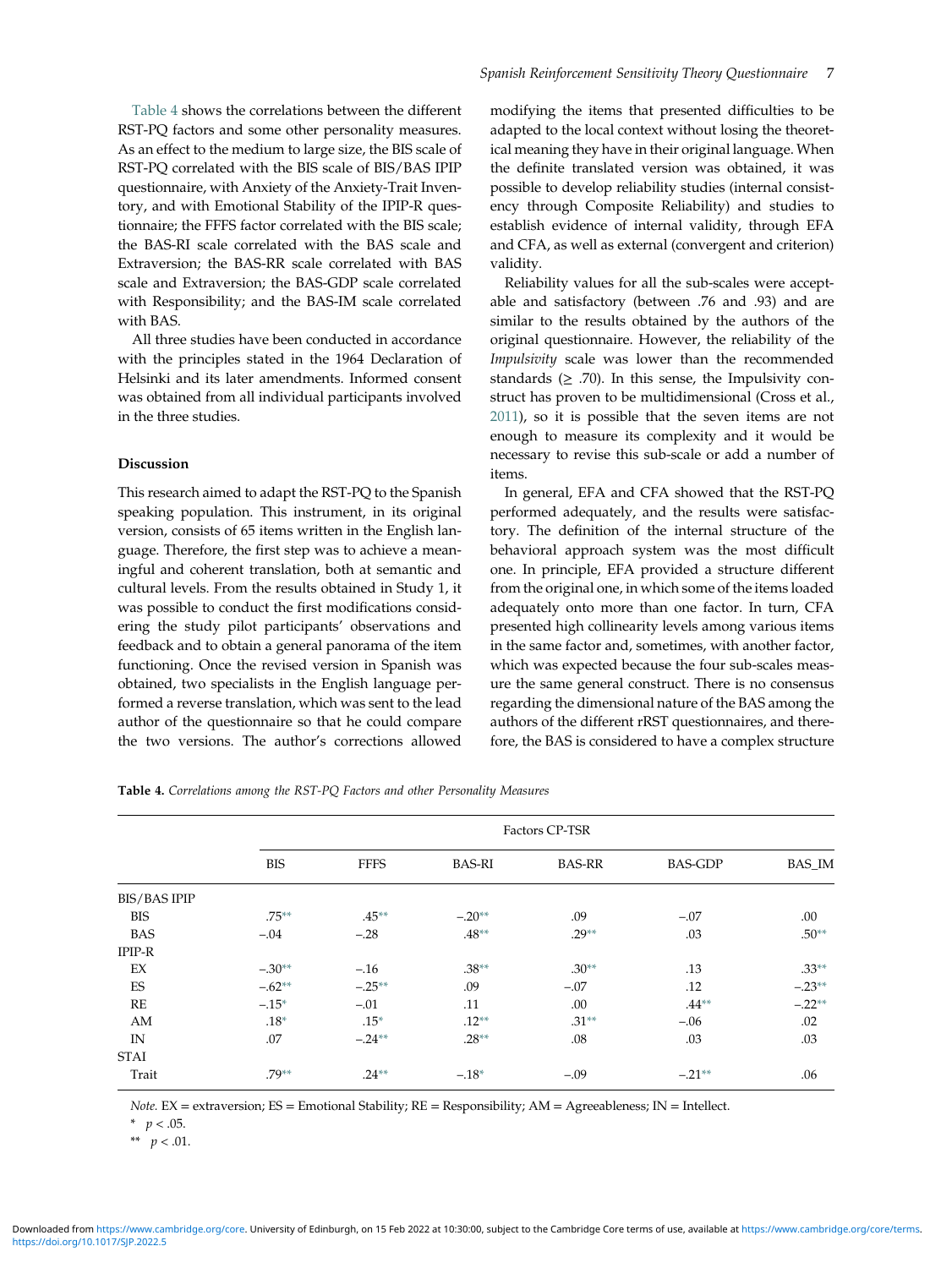Table 4 shows the correlations between the different RST-PQ factors and some other personality measures. As an effect to the medium to large size, the BIS scale of RST-PQ correlated with the BIS scale of BIS/BAS IPIP questionnaire, with Anxiety of the Anxiety-Trait Inventory, and with Emotional Stability of the IPIP-R questionnaire; the FFFS factor correlated with the BIS scale; the BAS-RI scale correlated with the BAS scale and Extraversion; the BAS-RR scale correlated with BAS scale and Extraversion; the BAS-GDP scale correlated with Responsibility; and the BAS-IM scale correlated with BAS.

All three studies have been conducted in accordance with the principles stated in the 1964 Declaration of Helsinki and its later amendments. Informed consent was obtained from all individual participants involved in the three studies.

### Discussion

This research aimed to adapt the RST-PQ to the Spanish speaking population. This instrument, in its original version, consists of 65 items written in the English language. Therefore, the first step was to achieve a meaningful and coherent translation, both at semantic and cultural levels. From the results obtained in Study 1, it was possible to conduct the first modifications considering the study pilot participants' observations and feedback and to obtain a general panorama of the item functioning. Once the revised version in Spanish was obtained, two specialists in the English language performed a reverse translation, which was sent to the lead author of the questionnaire so that he could compare the two versions. The author's corrections allowed modifying the items that presented difficulties to be adapted to the local context without losing the theoretical meaning they have in their original language. When the definite translated version was obtained, it was possible to develop reliability studies (internal consistency through Composite Reliability) and studies to establish evidence of internal validity, through EFA and CFA, as well as external (convergent and criterion) validity.

Reliability values for all the sub-scales were acceptable and satisfactory (between .76 and .93) and are similar to the results obtained by the authors of the original questionnaire. However, the reliability of the *Impulsivity* scale was lower than the recommended standards (≥ .70). In this sense, the Impulsivity construct has proven to be multidimensional (Cross et al., 2011), so it is possible that the seven items are not enough to measure its complexity and it would be necessary to revise this sub-scale or add a number of items.

In general, EFA and CFA showed that the RST-PQ performed adequately, and the results were satisfactory. The definition of the internal structure of the behavioral approach system was the most difficult one. In principle, EFA provided a structure different from the original one, in which some of the items loaded adequately onto more than one factor. In turn, CFA presented high collinearity levels among various items in the same factor and, sometimes, with another factor, which was expected because the four sub-scales measure the same general construct. There is no consensus regarding the dimensional nature of the BAS among the authors of the different rRST questionnaires, and therefore, the BAS is considered to have a complex structure

**Table 4.** *Correlations among the RST-PQ Factors and other Personality Measures*

| | Factors CP-TSR | | | | | |
|---|---|---|---|---|---|---|
| | BIS | FFFS | BAS-RI | BAS-RR | BAS-GDP | BAS_IM |
| BIS/BAS IPIP | | | | | | |
| BIS | .75** | .45** | −.20** | .09 | −.07 | .00 |
| BAS | −.04 | −.28 | .48** | .29** | .03 | .50** |
| IPIP-R | | | | | | |
| EX | −.30** | −.16 | .38** | .30** | .13 | .33** |
| ES | −.62** | −.25** | .09 | −.07 | .12 | −.23** |
| RE | −.15* | −.01 | .11 | .00 | .44** | −.22** |
| AM | .18* | .15* | .12** | .31** | −.06 | .02 |
| IN | .07 | −.24** | .28** | .08 | .03 | .03 |
| STAI | | | | | | |
| Trait | .79** | .24** | −.18* | −.09 | −.21** | .06 |

*Note.* EX = extraversion; ES = Emotional Stability; RE = Responsibility; AM = Agreeableness; IN = Intellect.

\* $p < .05$.

\*\* $p < .01$.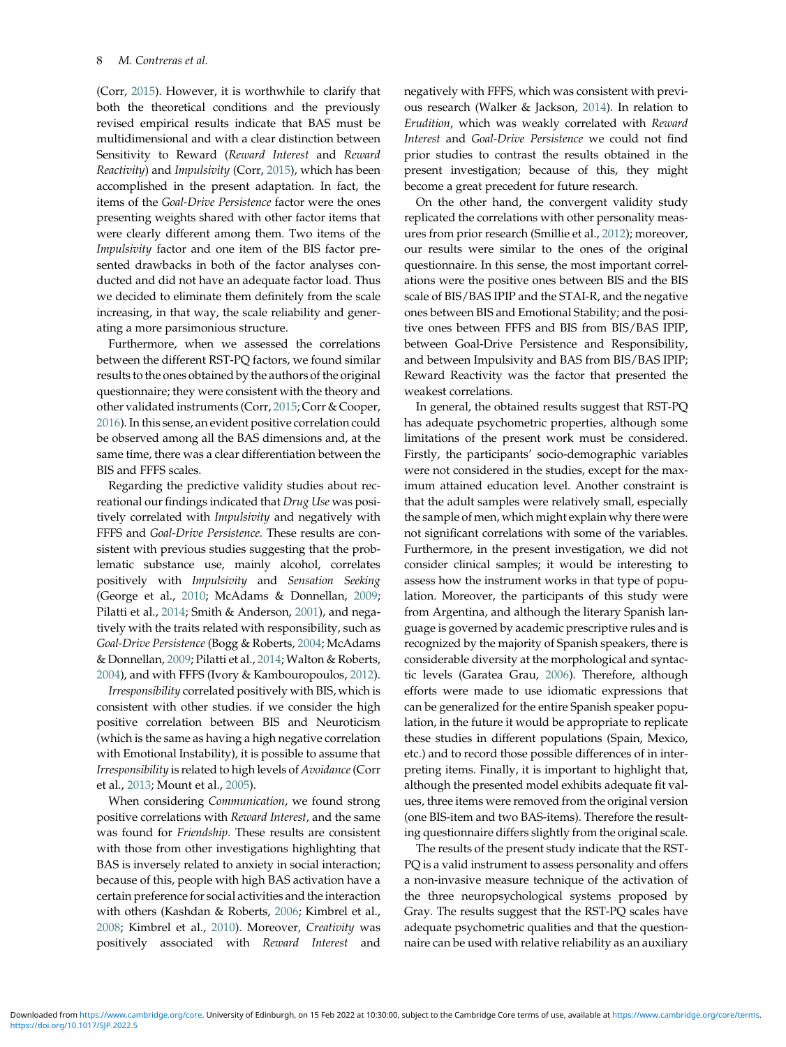(Corr, 2015). However, it is worthwhile to clarify that both the theoretical conditions and the previously revised empirical results indicate that BAS must be multidimensional and with a clear distinction between Sensitivity to Reward (*Reward Interest* and *Reward Reactivity*) and *Impulsivity* (Corr, 2015), which has been accomplished in the present adaptation. In fact, the items of the *Goal-Drive Persistence* factor were the ones presenting weights shared with other factor items that were clearly different among them. Two items of the *Impulsivity* factor and one item of the BIS factor presented drawbacks in both of the factor analyses conducted and did not have an adequate factor load. Thus we decided to eliminate them definitely from the scale increasing, in that way, the scale reliability and generating a more parsimonious structure.

Furthermore, when we assessed the correlations between the different RST-PQ factors, we found similar results to the ones obtained by the authors of the original questionnaire; they were consistent with the theory and other validated instruments (Corr, 2015; Corr & Cooper, 2016). In this sense, an evident positive correlation could be observed among all the BAS dimensions and, at the same time, there was a clear differentiation between the BIS and FFFS scales.

Regarding the predictive validity studies about recreational our findings indicated that *Drug Use* was positively correlated with *Impulsivity* and negatively with FFFS and *Goal-Drive Persistence.* These results are consistent with previous studies suggesting that the problematic substance use, mainly alcohol, correlates positively with *Impulsivity* and *Sensation Seeking* (George et al., 2010; McAdams & Donnellan, 2009; Pilatti et al., 2014; Smith & Anderson, 2001), and negatively with the traits related with responsibility, such as *Goal-Drive Persistence* (Bogg & Roberts, 2004; McAdams & Donnellan, 2009; Pilatti et al., 2014; Walton & Roberts, 2004), and with FFFS (Ivory & Kambouropoulos, 2012).

*Irresponsibility* correlated positively with BIS, which is consistent with other studies. if we consider the high positive correlation between BIS and Neuroticism (which is the same as having a high negative correlation with Emotional Instability), it is possible to assume that *Irresponsibility* is related to high levels of *Avoidance* (Corr et al., 2013; Mount et al., 2005).

When considering *Communication*, we found strong positive correlations with *Reward Interest*, and the same was found for *Friendship.* These results are consistent with those from other investigations highlighting that BAS is inversely related to anxiety in social interaction; because of this, people with high BAS activation have a certain preference for social activities and the interaction with others (Kashdan & Roberts, 2006; Kimbrel et al., 2008; Kimbrel et al., 2010). Moreover, *Creativity* was positively associated with *Reward Interest* and negatively with FFFS, which was consistent with previous research (Walker & Jackson, 2014). In relation to *Erudition*, which was weakly correlated with *Reward Interest* and *Goal-Drive Persistence* we could not find prior studies to contrast the results obtained in the present investigation; because of this, they might become a great precedent for future research.

On the other hand, the convergent validity study replicated the correlations with other personality measures from prior research (Smillie et al., 2012); moreover, our results were similar to the ones of the original questionnaire. In this sense, the most important correlations were the positive ones between BIS and the BIS scale of BIS/BAS IPIP and the STAI-R, and the negative ones between BIS and Emotional Stability; and the positive ones between FFFS and BIS from BIS/BAS IPIP, between Goal-Drive Persistence and Responsibility, and between Impulsivity and BAS from BIS/BAS IPIP; Reward Reactivity was the factor that presented the weakest correlations.

In general, the obtained results suggest that RST-PQ has adequate psychometric properties, although some limitations of the present work must be considered. Firstly, the participants' socio-demographic variables were not considered in the studies, except for the maximum attained education level. Another constraint is that the adult samples were relatively small, especially the sample of men, which might explain why there were not significant correlations with some of the variables. Furthermore, in the present investigation, we did not consider clinical samples; it would be interesting to assess how the instrument works in that type of population. Moreover, the participants of this study were from Argentina, and although the literary Spanish language is governed by academic prescriptive rules and is recognized by the majority of Spanish speakers, there is considerable diversity at the morphological and syntactic levels (Garatea Grau, 2006). Therefore, although efforts were made to use idiomatic expressions that can be generalized for the entire Spanish speaker population, in the future it would be appropriate to replicate these studies in different populations (Spain, Mexico, etc.) and to record those possible differences of in interpreting items. Finally, it is important to highlight that, although the presented model exhibits adequate fit values, three items were removed from the original version (one BIS-item and two BAS-items). Therefore the resulting questionnaire differs slightly from the original scale.

The results of the present study indicate that the RST-PQ is a valid instrument to assess personality and offers a non-invasive measure technique of the activation of the three neuropsychological systems proposed by Gray. The results suggest that the RST-PQ scales have adequate psychometric qualities and that the questionnaire can be used with relative reliability as an auxiliary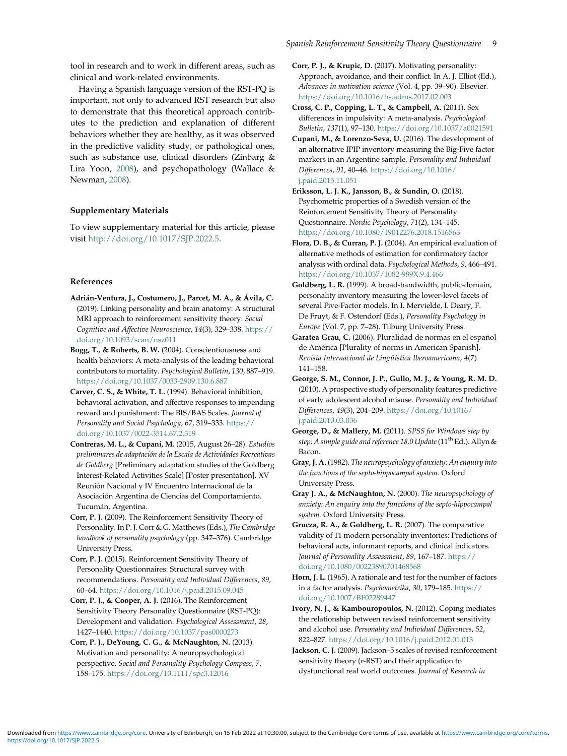tool in research and to work in different areas, such as clinical and work-related environments.

Having a Spanish language version of the RST-PQ is important, not only to advanced RST research but also to demonstrate that this theoretical approach contributes to the prediction and explanation of different behaviors whether they are healthy, as it was observed in the predictive validity study, or pathological ones, such as substance use, clinical disorders (Zinbarg & Lira Yoon, 2008), and psychopathology (Wallace & Newman, 2008).

### Supplementary Materials

To view supplementary material for this article, please visit http://doi.org/10.1017/SJP.2022.5.

### References

**Adrián-Ventura, J., Costumero, J., Parcet, M. A., & Ávila, C.** (2019). Linking personality and brain anatomy: A structural MRI approach to reinforcement sensitivity theory. *Social Cognitive and Affective Neuroscience*, *14*(3), 329–338. https://doi.org/10.1093/scan/nsz011

**Bogg, T., & Roberts, B. W.** (2004). Conscientiousness and health behaviors: A meta-analysis of the leading behavioral contributors to mortality. *Psychological Bulletin*, *130*, 887–919. https://doi.org/10.1037/0033-2909.130.6.887

**Carver, C. S., & White, T. L.** (1994). Behavioral inhibition, behavioral activation, and affective responses to impending reward and punishment: The BIS/BAS Scales. *Journal of Personality and Social Psychology*, *67*, 319–333. https://doi.org/10.1037/0022-3514.67.2.319

**Contreras, M. L., & Cupani, M.** (2015, August 26–28). *Estudios preliminares de adaptación de la Escala de Actividades Recreativas de Goldberg* [Preliminary adaptation studies of the Goldberg Interest-Related Activities Scale] [Poster presentation]. XV Reunión Nacional y IV Encuentro Internacional de la Asociación Argentina de Ciencias del Comportamiento. Tucumán, Argentina.

**Corr, P. J.** (2009). The Reinforcement Sensitivity Theory of Personality. In P. J. Corr & G. Matthews (Eds.), *The Cambridge handbook of personality psychology* (pp. 347–376). Cambridge University Press.

**Corr, P. J.** (2015). Reinforcement Sensitivity Theory of Personality Questionnaires: Structural survey with recommendations. *Personality and Individual Differences*, *89*, 60–64. https://doi.org/10.1016/j.paid.2015.09.045

**Corr, P. J., & Cooper, A. J.** (2016). The Reinforcement Sensitivity Theory Personality Questionnaire (RST-PQ): Development and validation. *Psychological Assessment*, *28*, 1427–1440. https://doi.org/10.1037/pas0000273

**Corr, P. J., DeYoung, C. G., & McNaughton, N.** (2013). Motivation and personality: A neuropsychological perspective. *Social and Personality Psychology Compass*, *7*, 158–175. https://doi.org/10.1111/spc3.12016

**Corr, P. J., & Krupic, D.** (2017). Motivating personality: Approach, avoidance, and their conflict. In A. J. Elliot (Ed.), *Advances in motivation science* (Vol. 4, pp. 39–90). Elsevier. https://doi.org/10.1016/bs.adms.2017.02.003

**Cross, C. P., Copping, L. T., & Campbell, A.** (2011). Sex differences in impulsivity: A meta-analysis. *Psychological Bulletin*, *137*(1), 97–130. https://doi.org/10.1037/a0021591

**Cupani, M., & Lorenzo-Seva, U.** (2016). The development of an alternative IPIP inventory measuring the Big-Five factor markers in an Argentine sample. *Personality and Individual Differences*, *91*, 40–46. https://doi.org/10.1016/j.paid.2015.11.051

**Eriksson, L. J. K., Jansson, B., & Sundin, O.** (2018). Psychometric properties of a Swedish version of the Reinforcement Sensitivity Theory of Personality Questionnaire. *Nordic Psychology*, *71*(2), 134–145. https://doi.org/10.1080/19012276.2018.1516563

**Flora, D. B., & Curran, P. J.** (2004). An empirical evaluation of alternative methods of estimation for confirmatory factor analysis with ordinal data. *Psychological Methods*, *9*, 466–491. https://doi.org/10.1037/1082-989X.9.4.466

**Goldberg, L. R.** (1999). A broad-bandwidth, public-domain, personality inventory measuring the lower-level facets of several Five-Factor models. In I. Mervielde, I. Deary, F. De Fruyt, & F. Ostendorf (Eds.), *Personality Psychology in Europe* (Vol. 7, pp. 7–28). Tilburg University Press.

**Garatea Grau, C.** (2006). Pluralidad de normas en el español de América [Plurality of norms in American Spanish]. *Revista Internacional de Lingüística Iberoamericana*, *4*(7) 141–158.

**George, S. M., Connor, J. P., Gullo, M. J., & Young, R. M. D.** (2010). A prospective study of personality features predictive of early adolescent alcohol misuse. *Personality and Individual Differences*, *49*(3), 204–209. https://doi.org/10.1016/j.paid.2010.03.036

**George, D., & Mallery, M.** (2011). *SPSS for Windows step by step: A simple guide and reference 18.0 Update* (11th Ed.). Allyn & Bacon.

**Gray, J. A.** (1982). *The neuropsychology of anxiety: An enquiry into the functions of the septo-hippocampal system*. Oxford University Press.

**Gray J. A., & McNaughton, N.** (2000). *The neuropsychology of anxiety: An enquiry into the functions of the septo-hippocampal system*. Oxford University Press.

**Grucza, R. A., & Goldberg, L. R.** (2007). The comparative validity of 11 modern personality inventories: Predictions of behavioral acts, informant reports, and clinical indicators. *Journal of Personality Assessment*, *89*, 167–187. https://doi.org/10.1080/00223890701468568

**Horn, J. L.** (1965). A rationale and test for the number of factors in a factor analysis. *Psychometrika*, *30*, 179–185. https://doi.org/10.1007/BF02289447

**Ivory, N. J., & Kambouropoulos, N.** (2012). Coping mediates the relationship between revised reinforcement sensitivity and alcohol use. *Personality and Individual Differences*, *52*, 822–827. https://doi.org/10.1016/j.paid.2012.01.013

**Jackson, C. J.** (2009). Jackson–5 scales of revised reinforcement sensitivity theory (r-RST) and their application to dysfunctional real world outcomes. *Journal of Research in*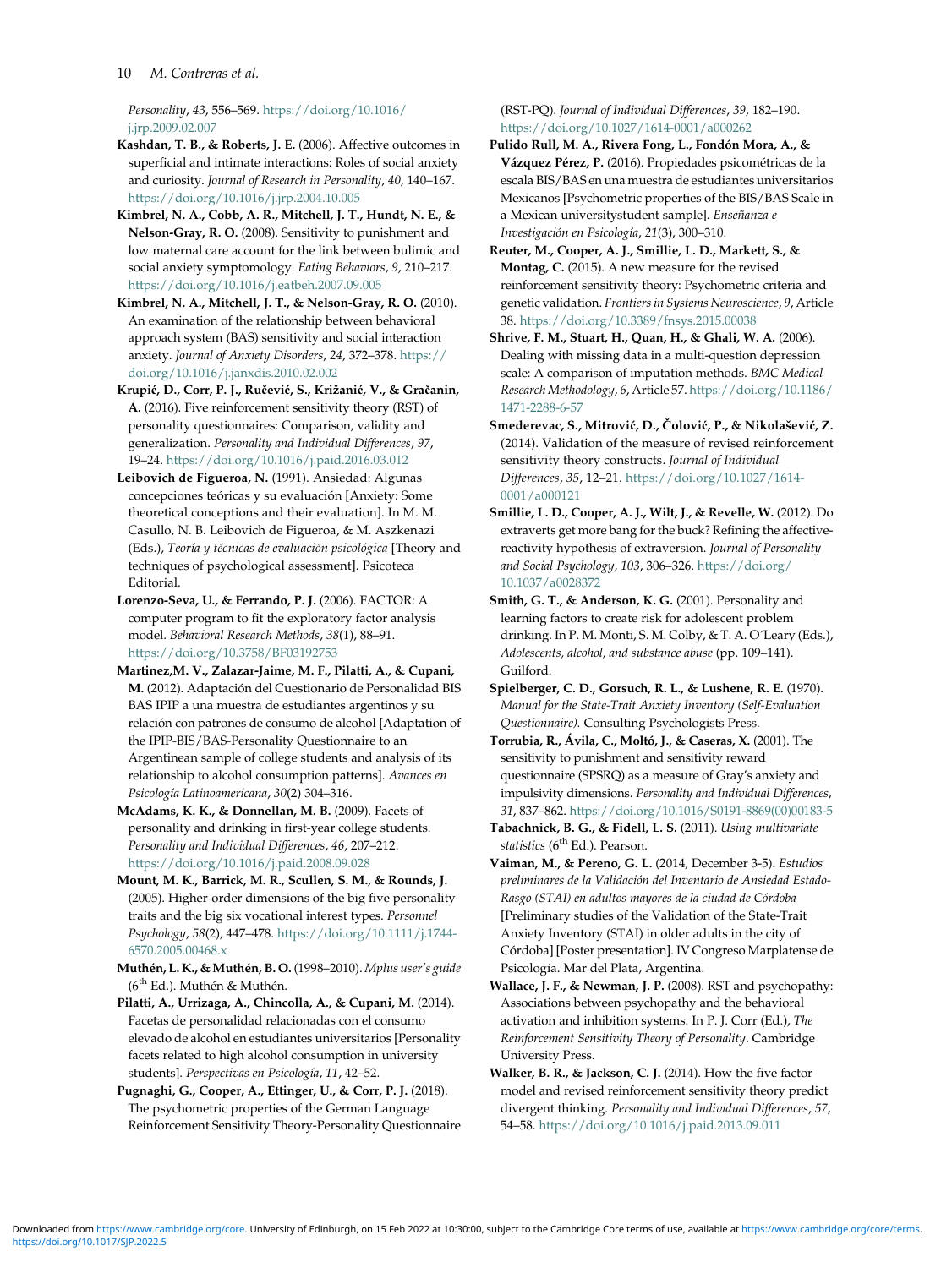*Personality*, *43*, 556–569. https://doi.org/10.1016/j.jrp.2009.02.007

**Kashdan, T. B., & Roberts, J. E.** (2006). Affective outcomes in superficial and intimate interactions: Roles of social anxiety and curiosity. *Journal of Research in Personality*, *40*, 140–167. https://doi.org/10.1016/j.jrp.2004.10.005

**Kimbrel, N. A., Cobb, A. R., Mitchell, J. T., Hundt, N. E., & Nelson-Gray, R. O.** (2008). Sensitivity to punishment and low maternal care account for the link between bulimic and social anxiety symptomology. *Eating Behaviors*, *9*, 210–217. https://doi.org/10.1016/j.eatbeh.2007.09.005

**Kimbrel, N. A., Mitchell, J. T., & Nelson-Gray, R. O.** (2010). An examination of the relationship between behavioral approach system (BAS) sensitivity and social interaction anxiety. *Journal of Anxiety Disorders*, *24*, 372–378. https://doi.org/10.1016/j.janxdis.2010.02.002

**Krupić, D., Corr, P. J., Ručević, S., Križanić, V., & Gračanin, A.** (2016). Five reinforcement sensitivity theory (RST) of personality questionnaires: Comparison, validity and generalization. *Personality and Individual Differences*, *97*, 19–24. https://doi.org/10.1016/j.paid.2016.03.012

**Leibovich de Figueroa, N.** (1991). Ansiedad: Algunas concepciones teóricas y su evaluación [Anxiety: Some theoretical conceptions and their evaluation]. In M. M. Casullo, N. B. Leibovich de Figueroa, & M. Aszkenazi (Eds.), *Teoría y técnicas de evaluación psicológica* [Theory and techniques of psychological assessment]. Psicoteca Editorial.

**Lorenzo-Seva, U., & Ferrando, P. J.** (2006). FACTOR: A computer program to fit the exploratory factor analysis model. *Behavioral Research Methods*, *38*(1), 88–91. https://doi.org/10.3758/BF03192753

**Martinez,M. V., Zalazar-Jaime, M. F., Pilatti, A., & Cupani, M.** (2012). Adaptación del Cuestionario de Personalidad BIS BAS IPIP a una muestra de estudiantes argentinos y su relación con patrones de consumo de alcohol [Adaptation of the IPIP-BIS/BAS-Personality Questionnaire to an Argentinean sample of college students and analysis of its relationship to alcohol consumption patterns]. *Avances en Psicología Latinoamericana*, *30*(2) 304–316.

**McAdams, K. K., & Donnellan, M. B.** (2009). Facets of personality and drinking in first-year college students. *Personality and Individual Differences*, *46*, 207–212. https://doi.org/10.1016/j.paid.2008.09.028

**Mount, M. K., Barrick, M. R., Scullen, S. M., & Rounds, J.** (2005). Higher-order dimensions of the big five personality traits and the big six vocational interest types. *Personnel Psychology*, *58*(2), 447–478. https://doi.org/10.1111/j.1744-6570.2005.00468.x

**Muthén, L. K., & Muthén, B. O.** (1998–2010). *Mplus user's guide* (6th Ed.). Muthén & Muthén.

**Pilatti, A., Urrizaga, A., Chincolla, A., & Cupani, M.** (2014). Facetas de personalidad relacionadas con el consumo elevado de alcohol en estudiantes universitarios [Personality facets related to high alcohol consumption in university students]. *Perspectivas en Psicología*, *11*, 42–52.

**Pugnaghi, G., Cooper, A., Ettinger, U., & Corr, P. J.** (2018). The psychometric properties of the German Language Reinforcement Sensitivity Theory-Personality Questionnaire (RST-PQ). *Journal of Individual Differences*, *39*, 182–190. https://doi.org/10.1027/1614-0001/a000262

**Pulido Rull, M. A., Rivera Fong, L., Fondón Mora, A., & Vázquez Pérez, P.** (2016). Propiedades psicométricas de la escala BIS/BAS en una muestra de estudiantes universitarios Mexicanos [Psychometric properties of the BIS/BAS Scale in a Mexican universitystudent sample]. *Enseñanza e Investigación en Psicología*, *21*(3), 300–310.

**Reuter, M., Cooper, A. J., Smillie, L. D., Markett, S., & Montag, C.** (2015). A new measure for the revised reinforcement sensitivity theory: Psychometric criteria and genetic validation. *Frontiers in Systems Neuroscience*, *9*, Article 38. https://doi.org/10.3389/fnsys.2015.00038

**Shrive, F. M., Stuart, H., Quan, H., & Ghali, W. A.** (2006). Dealing with missing data in a multi-question depression scale: A comparison of imputation methods. *BMC Medical Research Methodology*, *6*, Article 57. https://doi.org/10.1186/1471-2288-6-57

**Smederevac, S., Mitrović, D., Čolović, P., & Nikolašević, Z.** (2014). Validation of the measure of revised reinforcement sensitivity theory constructs. *Journal of Individual Differences*, *35*, 12–21. https://doi.org/10.1027/1614-0001/a000121

**Smillie, L. D., Cooper, A. J., Wilt, J., & Revelle, W.** (2012). Do extraverts get more bang for the buck? Refining the affective-reactivity hypothesis of extraversion. *Journal of Personality and Social Psychology*, *103*, 306–326. https://doi.org/10.1037/a0028372

**Smith, G. T., & Anderson, K. G.** (2001). Personality and learning factors to create risk for adolescent problem drinking. In P. M. Monti, S. M. Colby, & T. A. O´Leary (Eds.), *Adolescents, alcohol, and substance abuse* (pp. 109–141). Guilford.

**Spielberger, C. D., Gorsuch, R. L., & Lushene, R. E.** (1970). *Manual for the State-Trait Anxiety Inventory (Self-Evaluation Questionnaire).* Consulting Psychologists Press.

**Torrubia, R., Ávila, C., Moltó, J., & Caseras, X.** (2001). The sensitivity to punishment and sensitivity reward questionnaire (SPSRQ) as a measure of Gray's anxiety and impulsivity dimensions. *Personality and Individual Differences*, *31*, 837–862. https://doi.org/10.1016/S0191-8869(00)00183-5

**Tabachnick, B. G., & Fidell, L. S.** (2011). *Using multivariate statistics* (6th Ed.). Pearson.

**Vaiman, M., & Pereno, G. L.** (2014, December 3-5). *Estudios preliminares de la Validación del Inventario de Ansiedad Estado-Rasgo (STAI) en adultos mayores de la ciudad de Córdoba* [Preliminary studies of the Validation of the State-Trait Anxiety Inventory (STAI) in older adults in the city of Córdoba] [Poster presentation]. IV Congreso Marplatense de Psicología. Mar del Plata, Argentina.

**Wallace, J. F., & Newman, J. P.** (2008). RST and psychopathy: Associations between psychopathy and the behavioral activation and inhibition systems. In P. J. Corr (Ed.), *The Reinforcement Sensitivity Theory of Personality*. Cambridge University Press.

**Walker, B. R., & Jackson, C. J.** (2014). How the five factor model and revised reinforcement sensitivity theory predict divergent thinking. *Personality and Individual Differences*, *57*, 54–58. https://doi.org/10.1016/j.paid.2013.09.011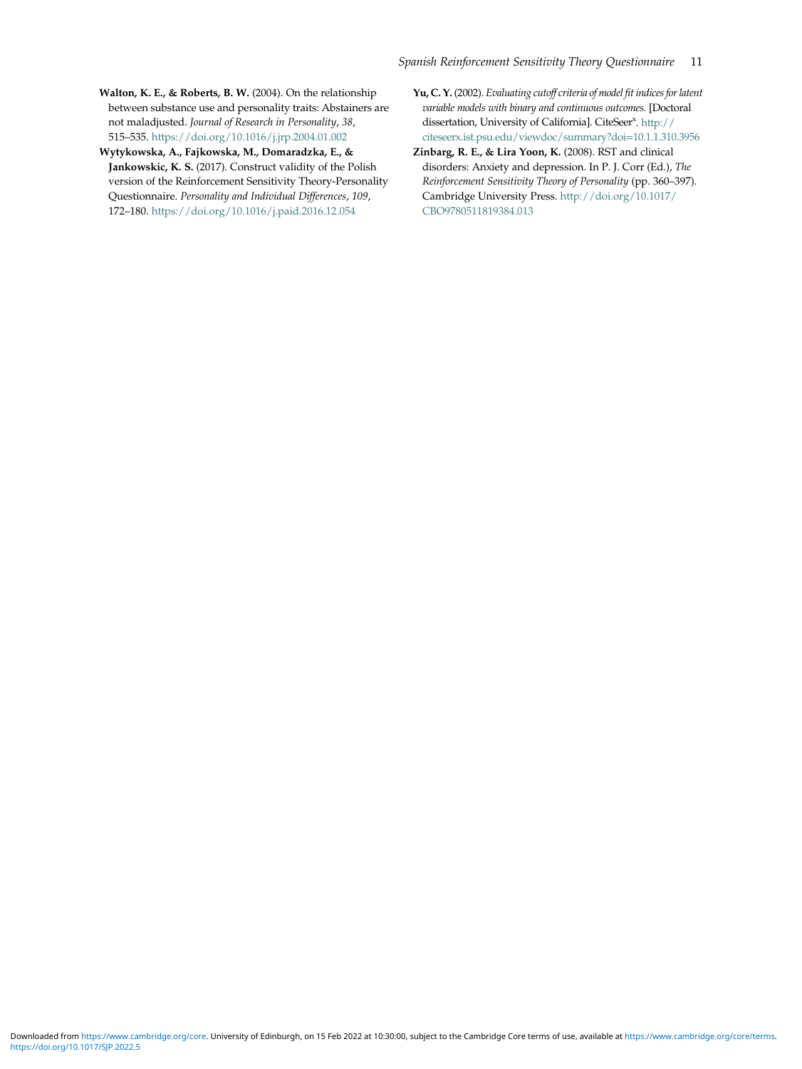**Walton, K. E., & Roberts, B. W.** (2004). On the relationship between substance use and personality traits: Abstainers are not maladjusted. *Journal of Research in Personality*, *38*, 515–535. https://doi.org/10.1016/j.jrp.2004.01.002

**Wytykowska, A., Fajkowska, M., Domaradzka, E., & Jankowskic, K. S.** (2017). Construct validity of the Polish version of the Reinforcement Sensitivity Theory-Personality Questionnaire. *Personality and Individual Differences*, *109*, 172–180. https://doi.org/10.1016/j.paid.2016.12.054

**Yu, C. Y.** (2002). *Evaluating cutoff criteria of model fit indices for latent variable models with binary and continuous outcomes.* [Doctoral dissertation, University of California]. CiteSeer[x]. http://citeseerx.ist.psu.edu/viewdoc/summary?doi=10.1.1.310.3956

**Zinbarg, R. E., & Lira Yoon, K.** (2008). RST and clinical disorders: Anxiety and depression. In P. J. Corr (Ed.), *The Reinforcement Sensitivity Theory of Personality* (pp. 360–397). Cambridge University Press. http://doi.org/10.1017/CBO9780511819384.013